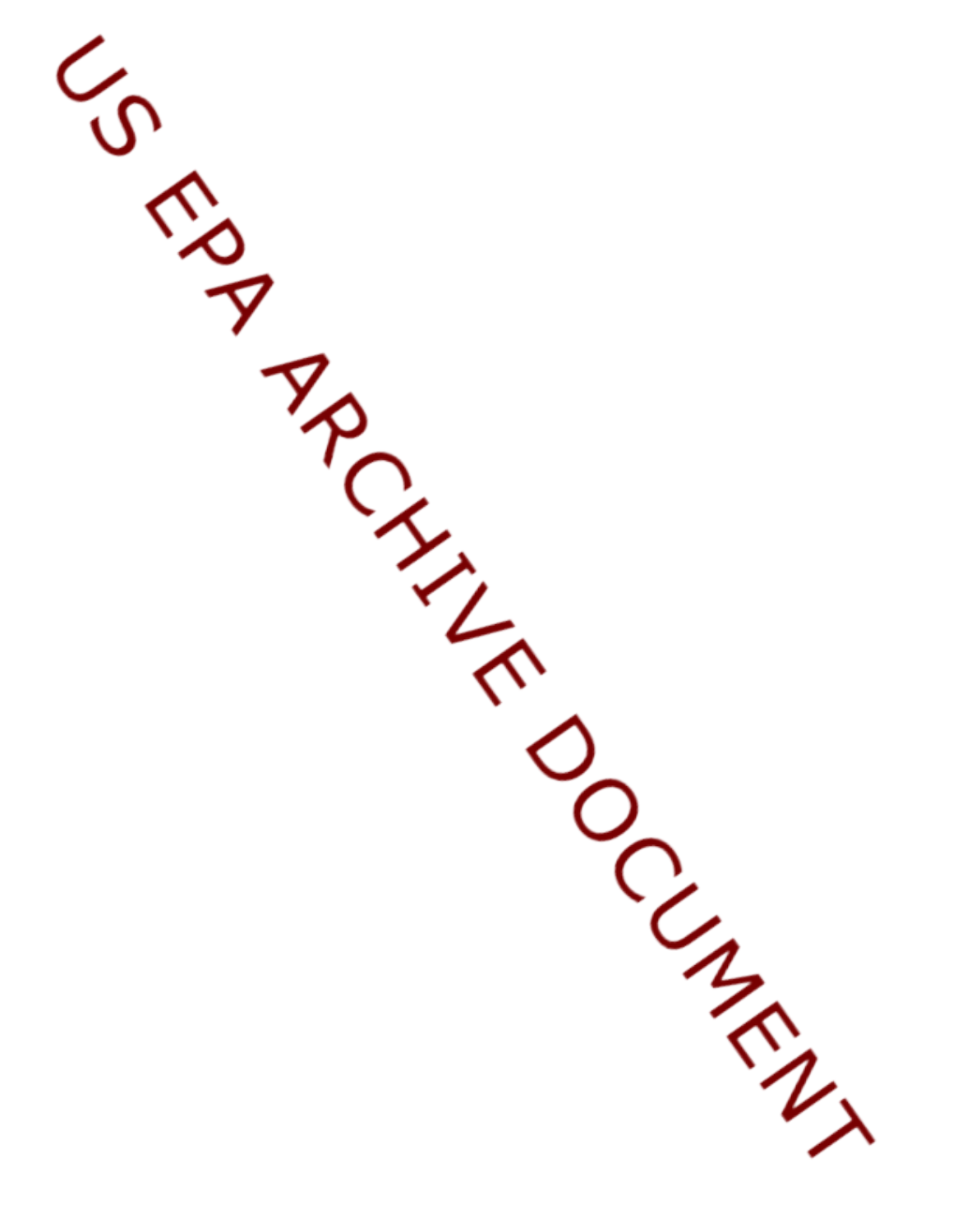US EPA ARCHIVE DOCUMENT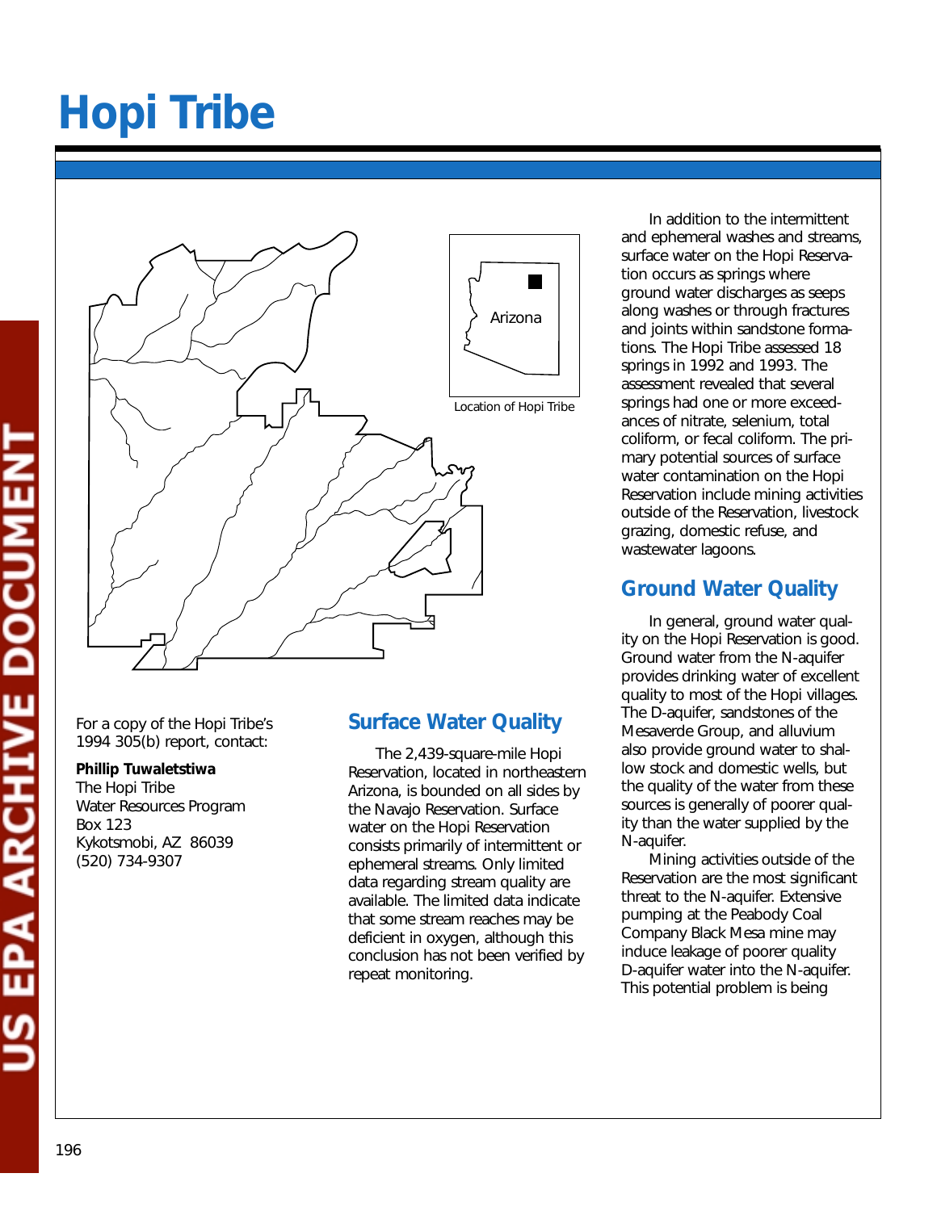# Hopi Tribe

Location of Hopi Tribe

For a copy of the Hopi Tribe's 1994 305(b) report, contact:

**Phillip Tuwaletstiwa**
The Hopi Tribe
Water Resources Program
Box 123
Kykotsmobi, AZ 86039
(520) 734-9307

## Surface Water Quality

The 2,439-square-mile Hopi Reservation, located in northeastern Arizona, is bounded on all sides by the Navajo Reservation. Surface water on the Hopi Reservation consists primarily of intermittent or ephemeral streams. Only limited data regarding stream quality are available. The limited data indicate that some stream reaches may be deficient in oxygen, although this conclusion has not been verified by repeat monitoring.

In addition to the intermittent and ephemeral washes and streams, surface water on the Hopi Reservation occurs as springs where ground water discharges as seeps along washes or through fractures and joints within sandstone formations. The Hopi Tribe assessed 18 springs in 1992 and 1993. The assessment revealed that several springs had one or more exceedances of nitrate, selenium, total coliform, or fecal coliform. The primary potential sources of surface water contamination on the Hopi Reservation include mining activities outside of the Reservation, livestock grazing, domestic refuse, and wastewater lagoons.

## Ground Water Quality

In general, ground water quality on the Hopi Reservation is good. Ground water from the N-aquifer provides drinking water of excellent quality to most of the Hopi villages. The D-aquifer, sandstones of the Mesaverde Group, and alluvium also provide ground water to shallow stock and domestic wells, but the quality of the water from these sources is generally of poorer quality than the water supplied by the N-aquifer.

Mining activities outside of the Reservation are the most significant threat to the N-aquifer. Extensive pumping at the Peabody Coal Company Black Mesa mine may induce leakage of poorer quality D-aquifer water into the N-aquifer. This potential problem is being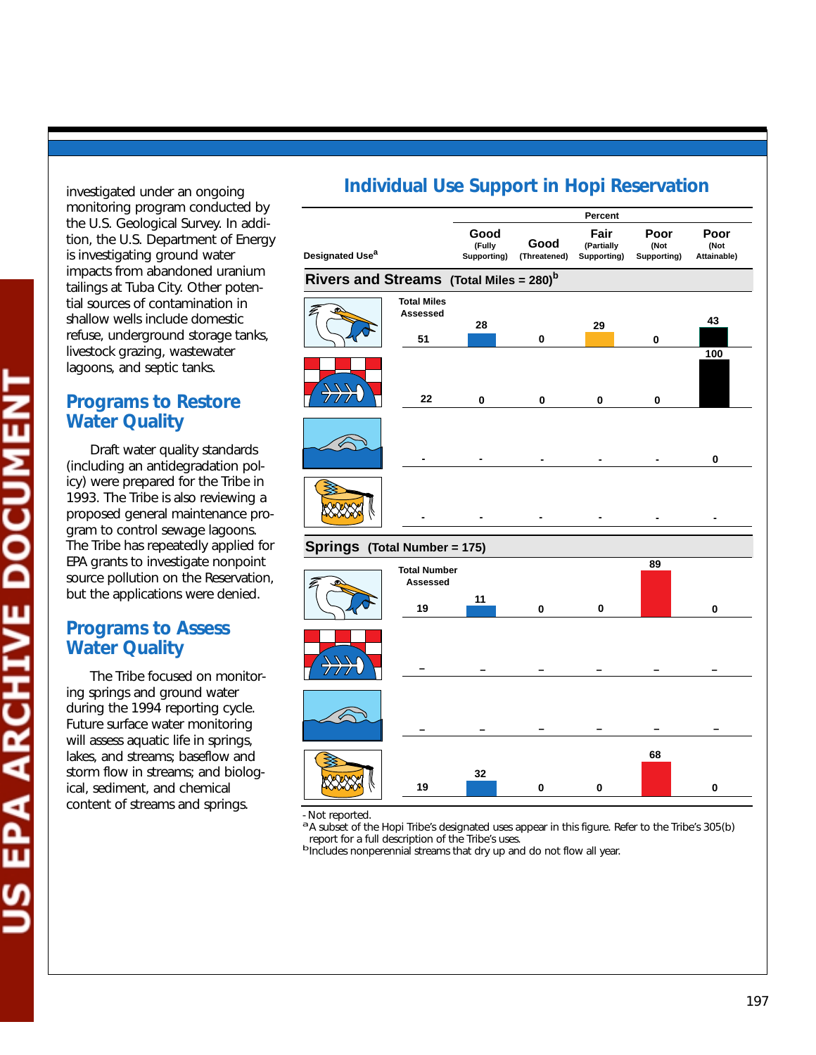investigated under an ongoing monitoring program conducted by the U.S. Geological Survey. In addition, the U.S. Department of Energy is investigating ground water impacts from abandoned uranium tailings at Tuba City. Other potential sources of contamination in shallow wells include domestic refuse, underground storage tanks, livestock grazing, wastewater lagoons, and septic tanks.

## Programs to Restore Water Quality

Draft water quality standards (including an antidegradation policy) were prepared for the Tribe in 1993. The Tribe is also reviewing a proposed general maintenance program to control sewage lagoons. The Tribe has repeatedly applied for EPA grants to investigate nonpoint source pollution on the Reservation, but the applications were denied.

## Programs to Assess Water Quality

The Tribe focused on monitoring springs and ground water during the 1994 reporting cycle. Future surface water monitoring will assess aquatic life in springs, lakes, and streams; baseflow and storm flow in streams; and biological, sediment, and chemical content of streams and springs.

## Individual Use Support in Hopi Reservation

Percent

Designated Use[a]

Good (Fully Supporting)

Good (Threatened)

Fair (Partially Supporting)

Poor (Not Supporting)

Poor (Not Attainable)

**Rivers and Streams** (Total Miles = 280)[b]

Total Miles Assessed

51 — 28 — 0 — 29 — 0 — 43

22 — 0 — 0 — 0 — 0 — 100

- — - — - — - — - — 0

- — - — - — - — - — -

**Springs** (Total Number = 175)

Total Number Assessed

19 — 11 — 0 — 0 — 89 — 0

– — – — – — – — – — –

– — – — – — – — – — –

19 — 32 — 0 — 0 — 68 — 0

- Not reported.

[a] A subset of the Hopi Tribe's designated uses appear in this figure. Refer to the Tribe's 305(b) report for a full description of the Tribe's uses.

[b] Includes nonperennial streams that dry up and do not flow all year.